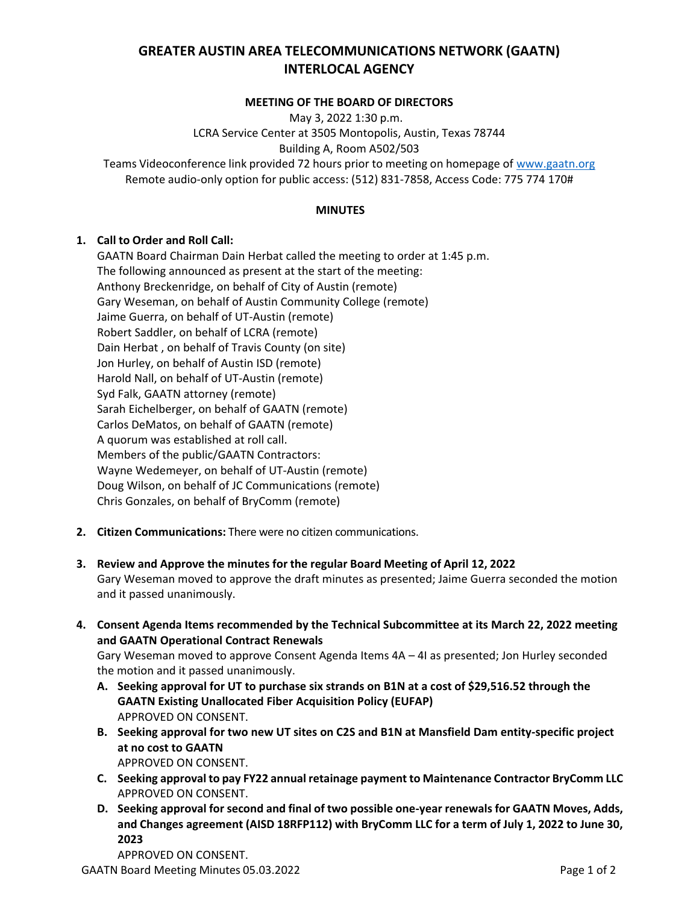# GREATER AUSTIN AREA TELECOMMUNICATIONS NETWORK (GAATN) INTERLOCAL AGENCY

**MEETING OF THE BOARD OF DIRECTORS**

May 3, 2022 1:30 p.m.
LCRA Service Center at 3505 Montopolis, Austin, Texas 78744
Building A, Room A502/503
Teams Videoconference link provided 72 hours prior to meeting on homepage of www.gaatn.org
Remote audio-only option for public access: (512) 831-7858, Access Code: 775 774 170#

**MINUTES**

1. **Call to Order and Roll Call:**
   GAATN Board Chairman Dain Herbat called the meeting to order at 1:45 p.m.
   The following announced as present at the start of the meeting:
   Anthony Breckenridge, on behalf of City of Austin (remote)
   Gary Weseman, on behalf of Austin Community College (remote)
   Jaime Guerra, on behalf of UT-Austin (remote)
   Robert Saddler, on behalf of LCRA (remote)
   Dain Herbat , on behalf of Travis County (on site)
   Jon Hurley, on behalf of Austin ISD (remote)
   Harold Nall, on behalf of UT-Austin (remote)
   Syd Falk, GAATN attorney (remote)
   Sarah Eichelberger, on behalf of GAATN (remote)
   Carlos DeMatos, on behalf of GAATN (remote)
   A quorum was established at roll call.
   Members of the public/GAATN Contractors:
   Wayne Wedemeyer, on behalf of UT-Austin (remote)
   Doug Wilson, on behalf of JC Communications (remote)
   Chris Gonzales, on behalf of BryComm (remote)

2. **Citizen Communications:** There were no citizen communications.

3. **Review and Approve the minutes for the regular Board Meeting of April 12, 2022**
   Gary Weseman moved to approve the draft minutes as presented; Jaime Guerra seconded the motion and it passed unanimously.

4. **Consent Agenda Items recommended by the Technical Subcommittee at its March 22, 2022 meeting and GAATN Operational Contract Renewals**
   Gary Weseman moved to approve Consent Agenda Items 4A – 4I as presented; Jon Hurley seconded the motion and it passed unanimously.
   - **A. Seeking approval for UT to purchase six strands on B1N at a cost of $29,516.52 through the GAATN Existing Unallocated Fiber Acquisition Policy (EUFAP)**
     APPROVED ON CONSENT.
   - **B. Seeking approval for two new UT sites on C2S and B1N at Mansfield Dam entity-specific project at no cost to GAATN**
     APPROVED ON CONSENT.
   - **C. Seeking approval to pay FY22 annual retainage payment to Maintenance Contractor BryComm LLC**
     APPROVED ON CONSENT.
   - **D. Seeking approval for second and final of two possible one-year renewals for GAATN Moves, Adds, and Changes agreement (AISD 18RFP112) with BryComm LLC for a term of July 1, 2022 to June 30, 2023**
     APPROVED ON CONSENT.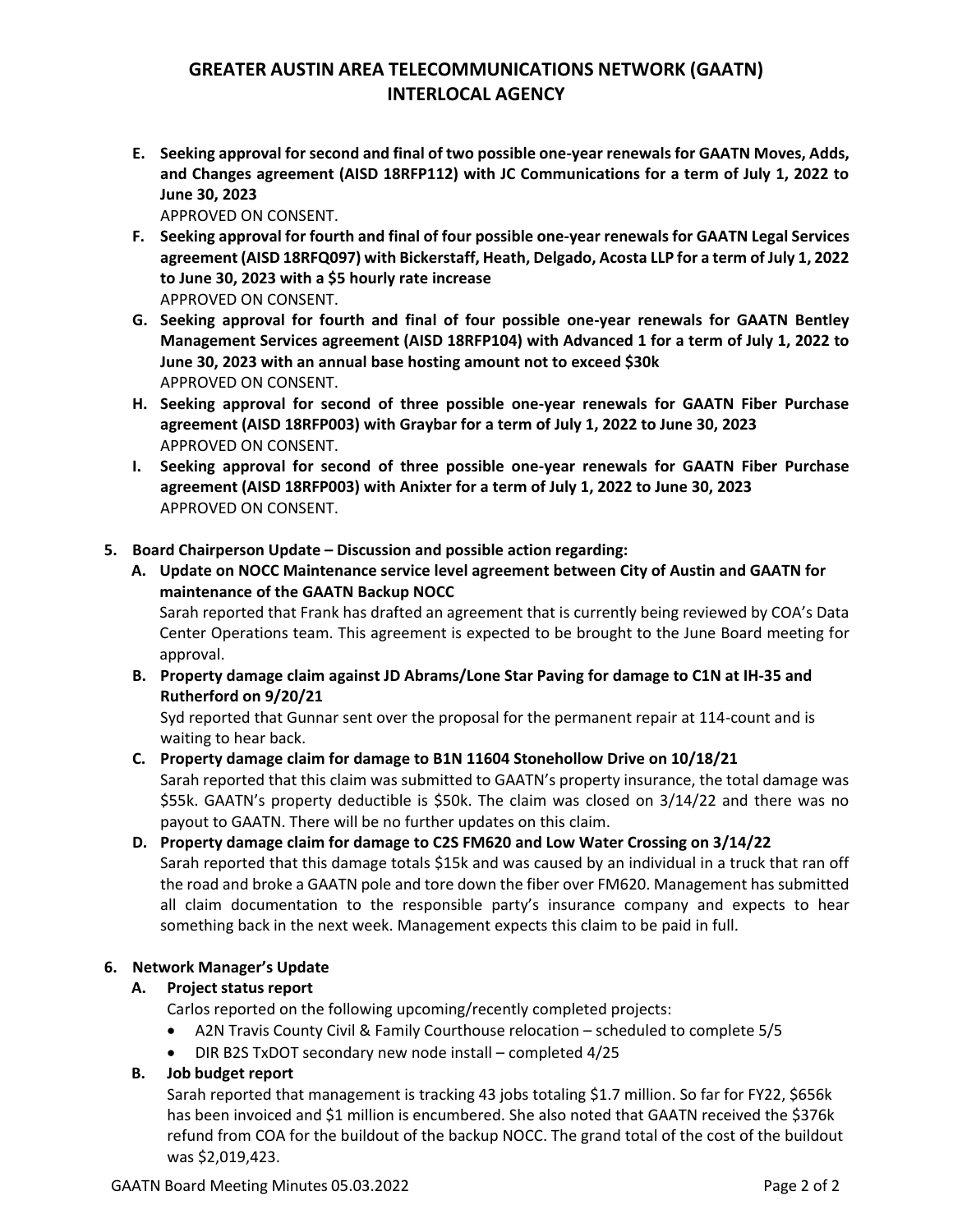E. **Seeking approval for second and final of two possible one-year renewals for GAATN Moves, Adds, and Changes agreement (AISD 18RFP112) with JC Communications for a term of July 1, 2022 to June 30, 2023**
   APPROVED ON CONSENT.
F. **Seeking approval for fourth and final of four possible one-year renewals for GAATN Legal Services agreement (AISD 18RFQ097) with Bickerstaff, Heath, Delgado, Acosta LLP for a term of July 1, 2022 to June 30, 2023 with a $5 hourly rate increase**
   APPROVED ON CONSENT.
G. **Seeking approval for fourth and final of four possible one-year renewals for GAATN Bentley Management Services agreement (AISD 18RFP104) with Advanced 1 for a term of July 1, 2022 to June 30, 2023 with an annual base hosting amount not to exceed $30k**
   APPROVED ON CONSENT.
H. **Seeking approval for second of three possible one-year renewals for GAATN Fiber Purchase agreement (AISD 18RFP003) with Graybar for a term of July 1, 2022 to June 30, 2023**
   APPROVED ON CONSENT.
I. **Seeking approval for second of three possible one-year renewals for GAATN Fiber Purchase agreement (AISD 18RFP003) with Anixter for a term of July 1, 2022 to June 30, 2023**
   APPROVED ON CONSENT.

5. **Board Chairperson Update – Discussion and possible action regarding:**
   A. **Update on NOCC Maintenance service level agreement between City of Austin and GAATN for maintenance of the GAATN Backup NOCC**
      Sarah reported that Frank has drafted an agreement that is currently being reviewed by COA's Data Center Operations team. This agreement is expected to be brought to the June Board meeting for approval.
   B. **Property damage claim against JD Abrams/Lone Star Paving for damage to C1N at IH-35 and Rutherford on 9/20/21**
      Syd reported that Gunnar sent over the proposal for the permanent repair at 114-count and is waiting to hear back.
   C. **Property damage claim for damage to B1N 11604 Stonehollow Drive on 10/18/21**
      Sarah reported that this claim was submitted to GAATN's property insurance, the total damage was $55k. GAATN's property deductible is $50k. The claim was closed on 3/14/22 and there was no payout to GAATN. There will be no further updates on this claim.
   D. **Property damage claim for damage to C2S FM620 and Low Water Crossing on 3/14/22**
      Sarah reported that this damage totals $15k and was caused by an individual in a truck that ran off the road and broke a GAATN pole and tore down the fiber over FM620. Management has submitted all claim documentation to the responsible party's insurance company and expects to hear something back in the next week. Management expects this claim to be paid in full.

6. **Network Manager's Update**
   A. **Project status report**
      Carlos reported on the following upcoming/recently completed projects:
      - A2N Travis County Civil & Family Courthouse relocation – scheduled to complete 5/5
      - DIR B2S TxDOT secondary new node install – completed 4/25
   B. **Job budget report**
      Sarah reported that management is tracking 43 jobs totaling $1.7 million. So far for FY22, $656k has been invoiced and $1 million is encumbered. She also noted that GAATN received the $376k refund from COA for the buildout of the backup NOCC. The grand total of the cost of the buildout was $2,019,423.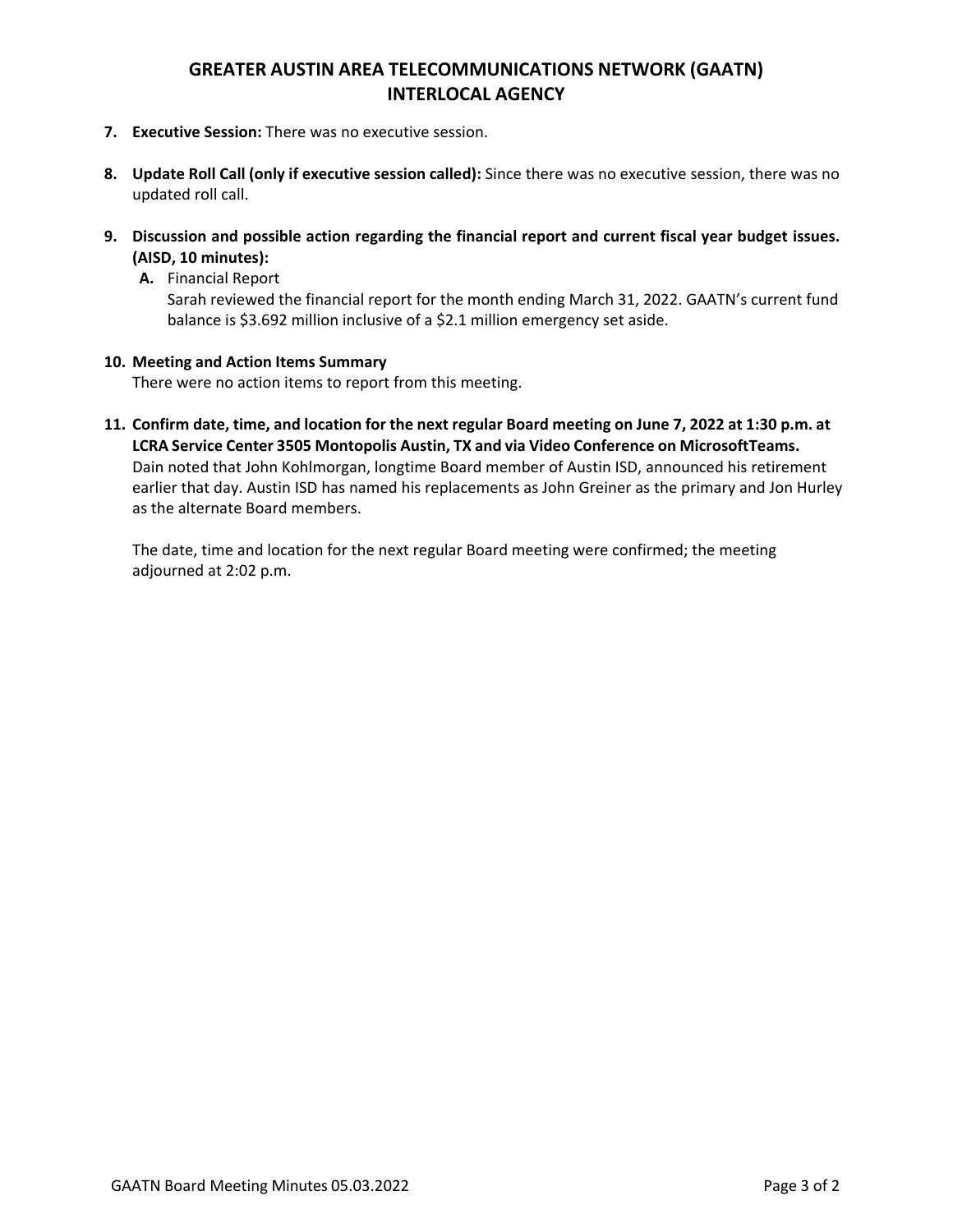# GREATER AUSTIN AREA TELECOMMUNICATIONS NETWORK (GAATN) INTERLOCAL AGENCY

7. **Executive Session:** There was no executive session.

8. **Update Roll Call (only if executive session called):** Since there was no executive session, there was no updated roll call.

9. **Discussion and possible action regarding the financial report and current fiscal year budget issues. (AISD, 10 minutes):**
   - **A.** Financial Report
     Sarah reviewed the financial report for the month ending March 31, 2022. GAATN's current fund balance is $3.692 million inclusive of a $2.1 million emergency set aside.

10. **Meeting and Action Items Summary**
    There were no action items to report from this meeting.

11. **Confirm date, time, and location for the next regular Board meeting on June 7, 2022 at 1:30 p.m. at LCRA Service Center 3505 Montopolis Austin, TX and via Video Conference on MicrosoftTeams.**
    Dain noted that John Kohlmorgan, longtime Board member of Austin ISD, announced his retirement earlier that day. Austin ISD has named his replacements as John Greiner as the primary and Jon Hurley as the alternate Board members.

    The date, time and location for the next regular Board meeting were confirmed; the meeting adjourned at 2:02 p.m.